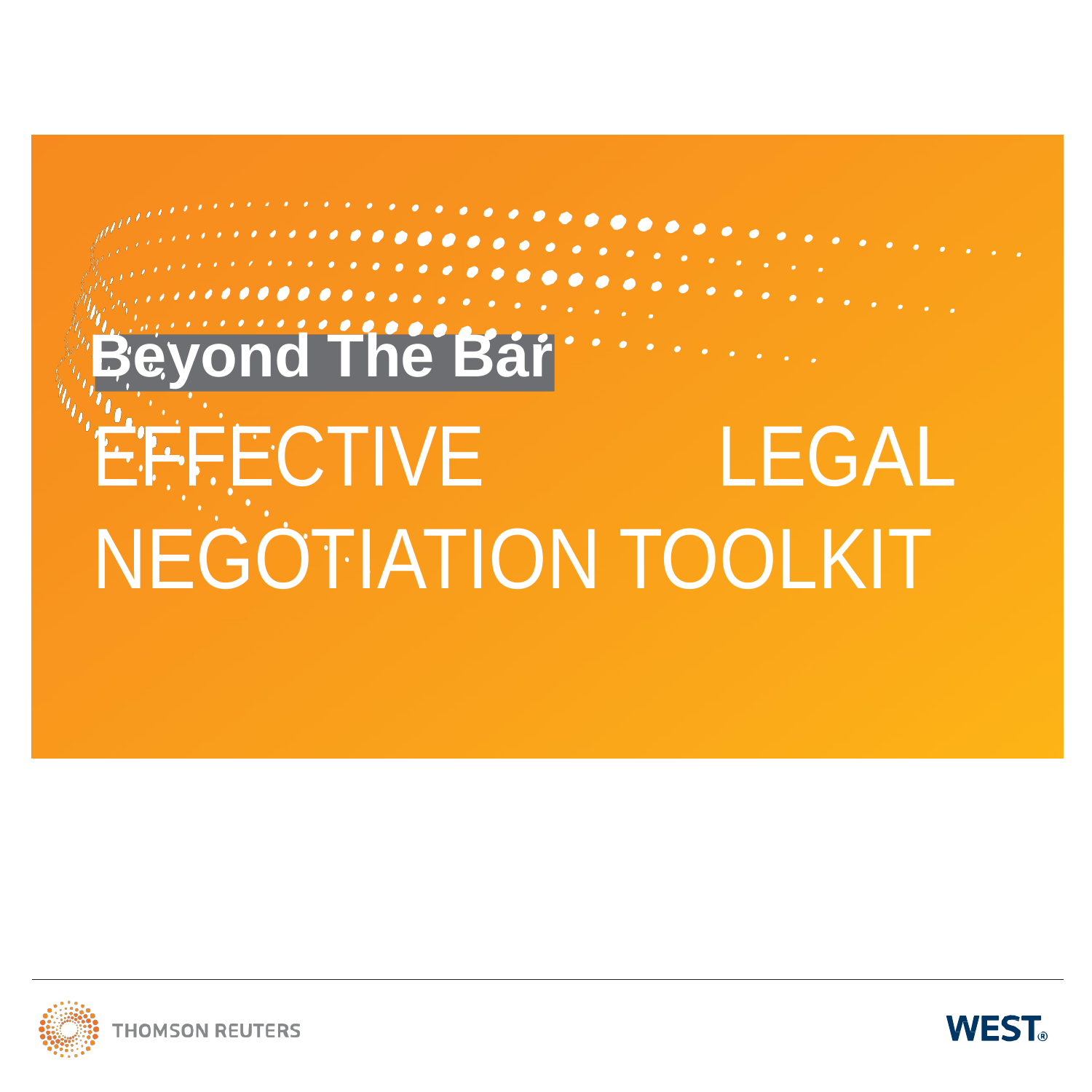**Beyond The Bar**

# EFFECTIVE LEGAL NEGOTIATION TOOLKIT

THOMSON REUTERS

WEST®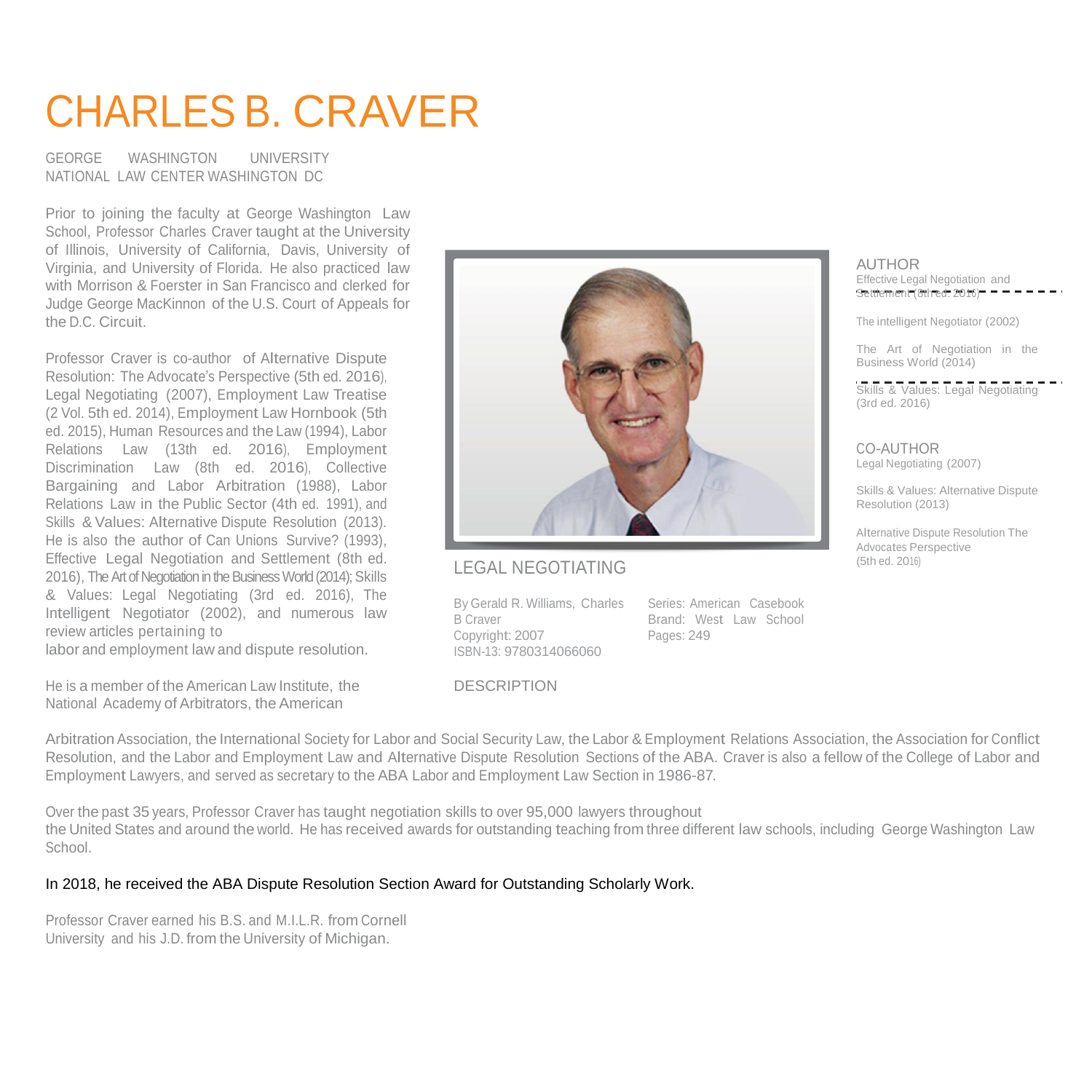# CHARLES B. CRAVER

GEORGE WASHINGTON UNIVERSITY
NATIONAL LAW CENTER WASHINGTON DC

Prior to joining the faculty at George Washington Law School, Professor Charles Craver taught at the University of Illinois, University of California, Davis, University of Virginia, and University of Florida. He also practiced law with Morrison & Foerster in San Francisco and clerked for Judge George MacKinnon of the U.S. Court of Appeals for the D.C. Circuit.

Professor Craver is co-author of Alternative Dispute Resolution: The Advocate's Perspective (5th ed. 2016), Legal Negotiating (2007), Employment Law Treatise (2 Vol. 5th ed. 2014), Employment Law Hornbook (5th ed. 2015), Human Resources and the Law (1994), Labor Relations Law (13th ed. 2016), Employment Discrimination Law (8th ed. 2016), Collective Bargaining and Labor Arbitration (1988), Labor Relations Law in the Public Sector (4th ed. 1991), and Skills & Values: Alternative Dispute Resolution (2013). He is also the author of Can Unions Survive? (1993), Effective Legal Negotiation and Settlement (8th ed. 2016), The Art of Negotiation in the Business World (2014); Skills & Values: Legal Negotiating (3rd ed. 2016), The Intelligent Negotiator (2002), and numerous law review articles pertaining to
labor and employment law and dispute resolution.

He is a member of the American Law Institute, the National Academy of Arbitrators, the American Arbitration Association, the International Society for Labor and Social Security Law, the Labor & Employment Relations Association, the Association for Conflict Resolution, and the Labor and Employment Law and Alternative Dispute Resolution Sections of the ABA. Craver is also a fellow of the College of Labor and Employment Lawyers, and served as secretary to the ABA Labor and Employment Law Section in 1986-87.

Over the past 35 years, Professor Craver has taught negotiation skills to over 95,000 lawyers throughout
the United States and around the world. He has received awards for outstanding teaching from three different law schools, including George Washington Law School.

In 2018, he received the ABA Dispute Resolution Section Award for Outstanding Scholarly Work.

Professor Craver earned his B.S. and M.I.L.R. from Cornell University and his J.D. from the University of Michigan.

## LEGAL NEGOTIATING

By Gerald R. Williams, Charles B Craver
Copyright: 2007
ISBN-13: 9780314066060

Series: American Casebook
Brand: West Law School
Pages: 249

## DESCRIPTION

### AUTHOR

Effective Legal Negotiation and Settlement (8th ed. 2016)

The intelligent Negotiator (2002)

The Art of Negotiation in the Business World (2014)

Skills & Values: Legal Negotiating (3rd ed. 2016)

### CO-AUTHOR

Legal Negotiating (2007)

Skills & Values: Alternative Dispute Resolution (2013)

Alternative Dispute Resolution The Advocates Perspective (5th ed. 2016)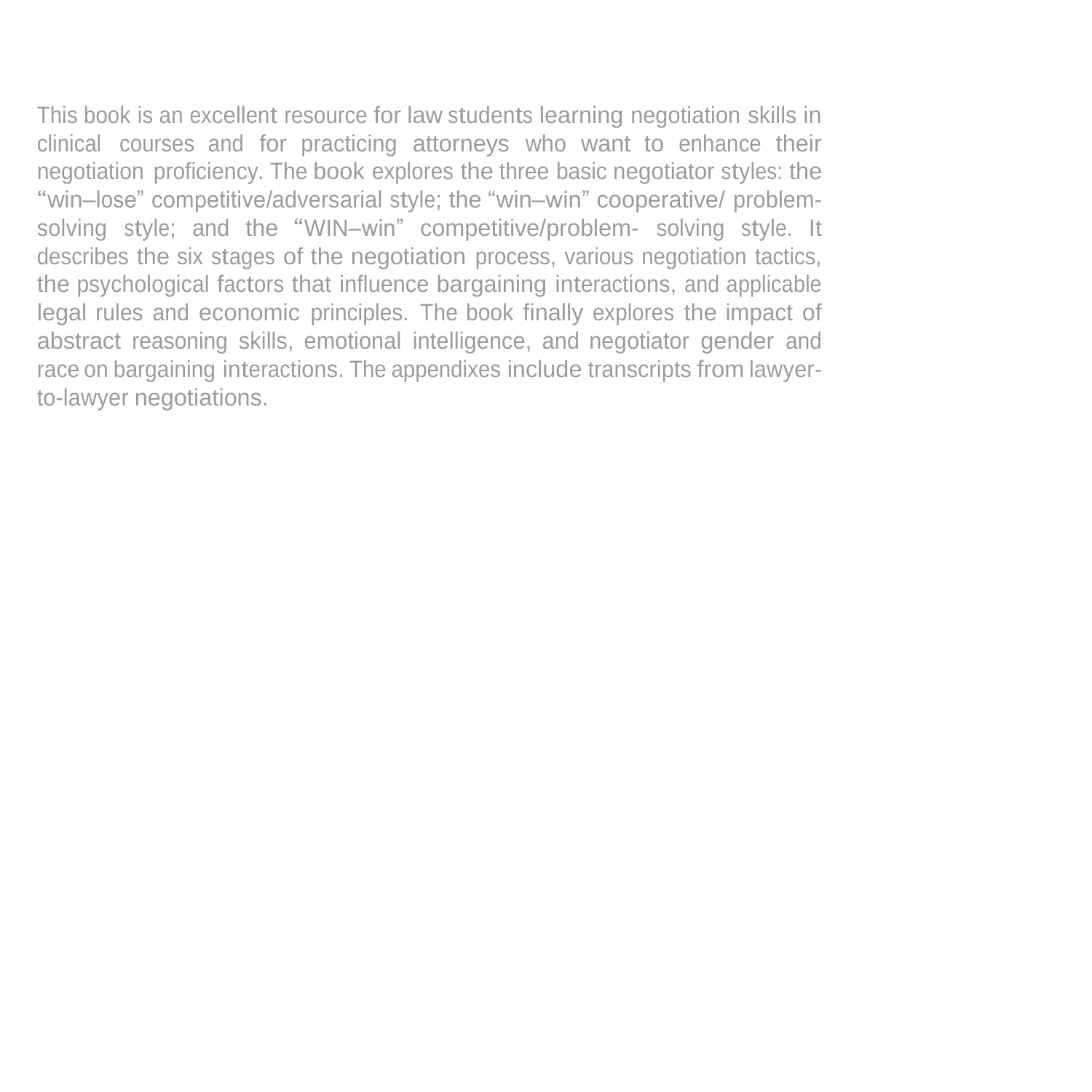This book is an excellent resource for law students learning negotiation skills in clinical courses and for practicing attorneys who want to enhance their negotiation proficiency. The book explores the three basic negotiator styles: the "win–lose" competitive/adversarial style; the "win–win" cooperative/ problem-solving style; and the "WIN–win" competitive/problem- solving style. It describes the six stages of the negotiation process, various negotiation tactics, the psychological factors that influence bargaining interactions, and applicable legal rules and economic principles. The book finally explores the impact of abstract reasoning skills, emotional intelligence, and negotiator gender and race on bargaining interactions. The appendixes include transcripts from lawyer-to-lawyer negotiations.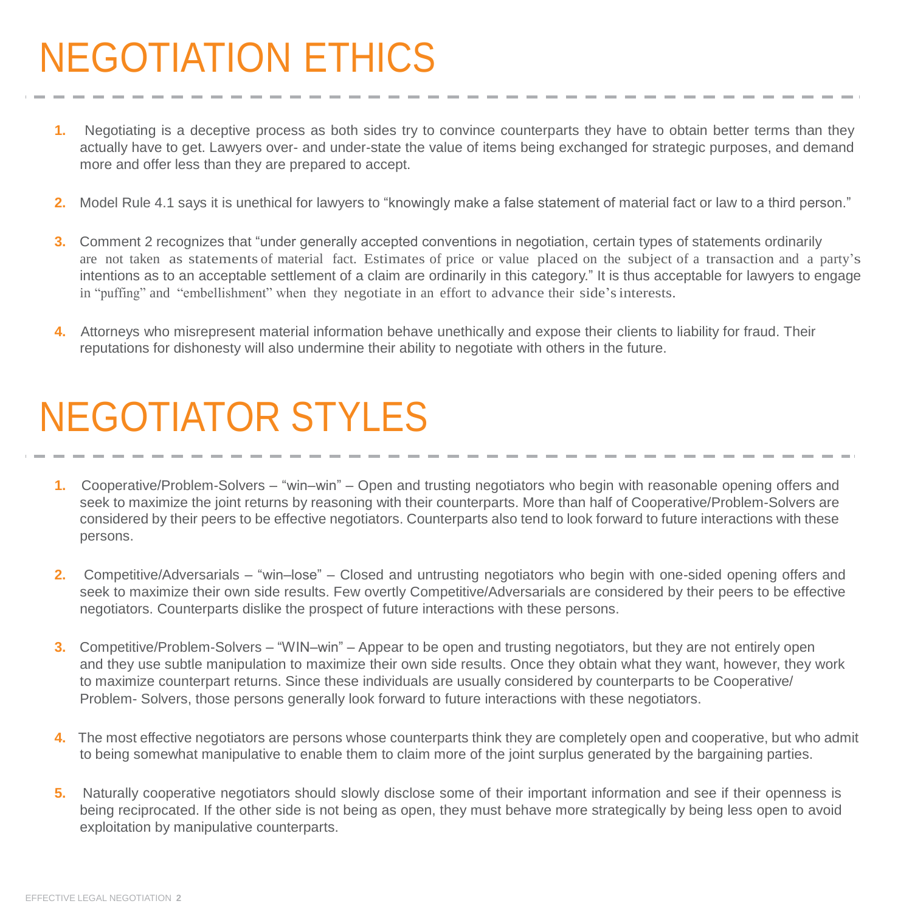# NEGOTIATION ETHICS

1. Negotiating is a deceptive process as both sides try to convince counterparts they have to obtain better terms than they actually have to get. Lawyers over- and under-state the value of items being exchanged for strategic purposes, and demand more and offer less than they are prepared to accept.

2. Model Rule 4.1 says it is unethical for lawyers to "knowingly make a false statement of material fact or law to a third person."

3. Comment 2 recognizes that "under generally accepted conventions in negotiation, certain types of statements ordinarily are not taken as statements of material fact. Estimates of price or value placed on the subject of a transaction and a party's intentions as to an acceptable settlement of a claim are ordinarily in this category." It is thus acceptable for lawyers to engage in "puffing" and "embellishment" when they negotiate in an effort to advance their side's interests.

4. Attorneys who misrepresent material information behave unethically and expose their clients to liability for fraud. Their reputations for dishonesty will also undermine their ability to negotiate with others in the future.

# NEGOTIATOR STYLES

1. Cooperative/Problem-Solvers – "win–win" – Open and trusting negotiators who begin with reasonable opening offers and seek to maximize the joint returns by reasoning with their counterparts. More than half of Cooperative/Problem-Solvers are considered by their peers to be effective negotiators. Counterparts also tend to look forward to future interactions with these persons.

2. Competitive/Adversarials – "win–lose" – Closed and untrusting negotiators who begin with one-sided opening offers and seek to maximize their own side results. Few overtly Competitive/Adversarials are considered by their peers to be effective negotiators. Counterparts dislike the prospect of future interactions with these persons.

3. Competitive/Problem-Solvers – "WIN–win" – Appear to be open and trusting negotiators, but they are not entirely open and they use subtle manipulation to maximize their own side results. Once they obtain what they want, however, they work to maximize counterpart returns. Since these individuals are usually considered by counterparts to be Cooperative/ Problem- Solvers, those persons generally look forward to future interactions with these negotiators.

4. The most effective negotiators are persons whose counterparts think they are completely open and cooperative, but who admit to being somewhat manipulative to enable them to claim more of the joint surplus generated by the bargaining parties.

5. Naturally cooperative negotiators should slowly disclose some of their important information and see if their openness is being reciprocated. If the other side is not being as open, they must behave more strategically by being less open to avoid exploitation by manipulative counterparts.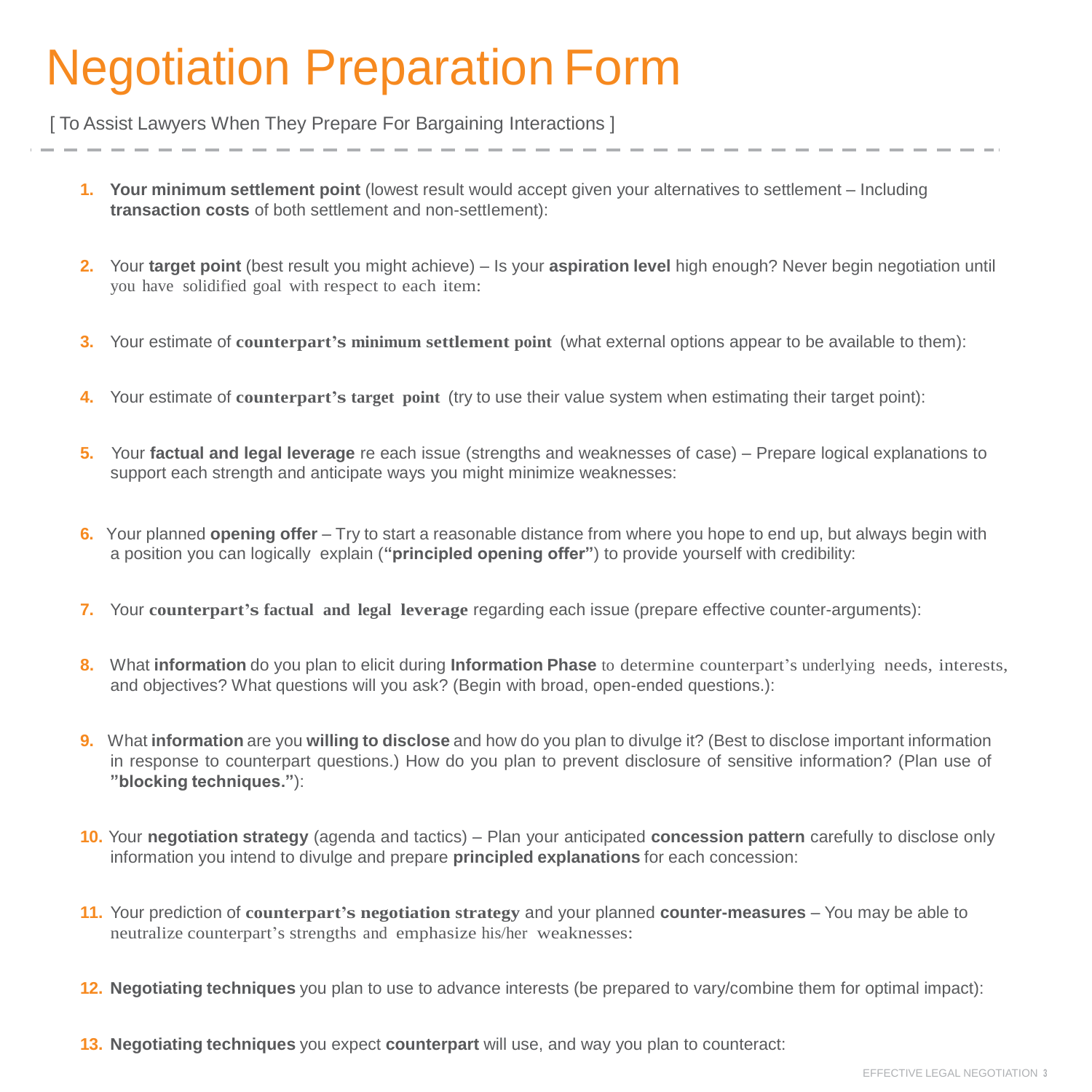# Negotiation Preparation Form

[ To Assist Lawyers When They Prepare For Bargaining Interactions ]

1. **Your minimum settlement point** (lowest result would accept given your alternatives to settlement – Including **transaction costs** of both settlement and non-settlement):

2. Your **target point** (best result you might achieve) – Is your **aspiration level** high enough? Never begin negotiation until you have solidified goal with respect to each item:

3. Your estimate of **counterpart's minimum settlement point** (what external options appear to be available to them):

4. Your estimate of **counterpart's target point** (try to use their value system when estimating their target point):

5. Your **factual and legal leverage** re each issue (strengths and weaknesses of case) – Prepare logical explanations to support each strength and anticipate ways you might minimize weaknesses:

6. Your planned **opening offer** – Try to start a reasonable distance from where you hope to end up, but always begin with a position you can logically explain (**"principled opening offer"**) to provide yourself with credibility:

7. Your **counterpart's factual and legal leverage** regarding each issue (prepare effective counter-arguments):

8. What **information** do you plan to elicit during **Information Phase** to determine counterpart's underlying needs, interests, and objectives? What questions will you ask? (Begin with broad, open-ended questions.):

9. What **information** are you **willing to disclose** and how do you plan to divulge it? (Best to disclose important information in response to counterpart questions.) How do you plan to prevent disclosure of sensitive information? (Plan use of **"blocking techniques."**):

10. Your **negotiation strategy** (agenda and tactics) – Plan your anticipated **concession pattern** carefully to disclose only information you intend to divulge and prepare **principled explanations** for each concession:

11. Your prediction of **counterpart's negotiation strategy** and your planned **counter-measures** – You may be able to neutralize counterpart's strengths and emphasize his/her weaknesses:

12. **Negotiating techniques** you plan to use to advance interests (be prepared to vary/combine them for optimal impact):

13. **Negotiating techniques** you expect **counterpart** will use, and way you plan to counteract: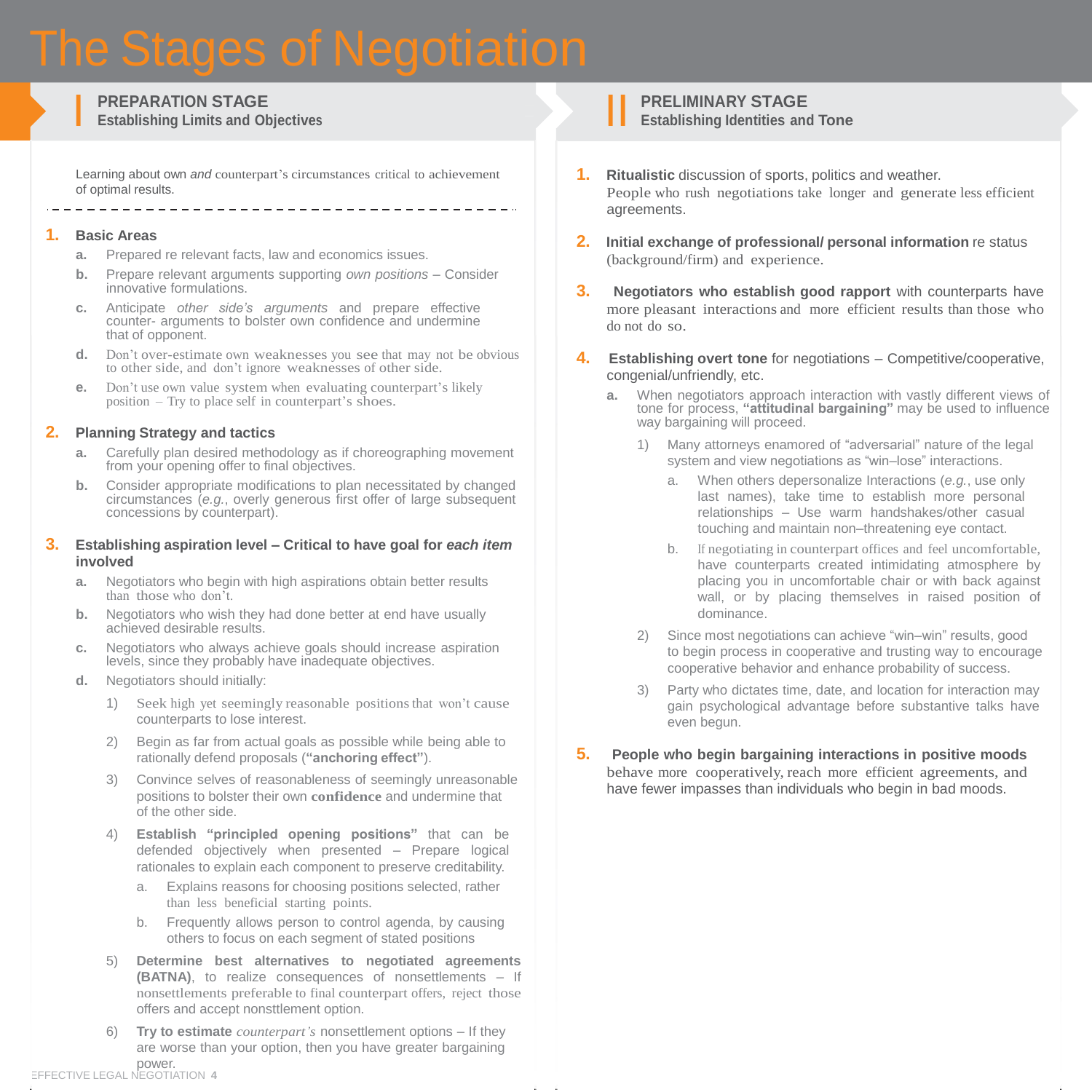# The Stages of Negotiation

## I PREPARATION STAGE
### Establishing Limits and Objectives

Learning about own *and* counterpart's circumstances critical to achievement of optimal results.

---

1. **Basic Areas**
   - a. Prepared re relevant facts, law and economics issues.
   - b. Prepare relevant arguments supporting *own positions* – Consider innovative formulations.
   - c. Anticipate *other side's arguments* and prepare effective counter- arguments to bolster own confidence and undermine that of opponent.
   - d. Don't over-estimate own weaknesses you see that may not be obvious to other side, and don't ignore weaknesses of other side.
   - e. Don't use own value system when evaluating counterpart's likely position – Try to place self in counterpart's shoes.

2. **Planning Strategy and tactics**
   - a. Carefully plan desired methodology as if choreographing movement from your opening offer to final objectives.
   - b. Consider appropriate modifications to plan necessitated by changed circumstances (*e.g.*, overly generous first offer of large subsequent concessions by counterpart).

3. **Establishing aspiration level – Critical to have goal for *each item* involved**
   - a. Negotiators who begin with high aspirations obtain better results than those who don't.
   - b. Negotiators who wish they had done better at end have usually achieved desirable results.
   - c. Negotiators who always achieve goals should increase aspiration levels, since they probably have inadequate objectives.
   - d. Negotiators should initially:
     1) Seek high yet seemingly reasonable positions that won't cause counterparts to lose interest.
     2) Begin as far from actual goals as possible while being able to rationally defend proposals (**"anchoring effect"**).
     3) Convince selves of reasonableness of seemingly unreasonable positions to bolster their own **confidence** and undermine that of the other side.
     4) **Establish "principled opening positions"** that can be defended objectively when presented – Prepare logical rationales to explain each component to preserve creditability.
        - a. Explains reasons for choosing positions selected, rather than less beneficial starting points.
        - b. Frequently allows person to control agenda, by causing others to focus on each segment of stated positions
     5) **Determine best alternatives to negotiated agreements (BATNA)**, to realize consequences of nonsettlements – If nonsettlements preferable to final counterpart offers, reject those offers and accept nonsttlement option.
     6) **Try to estimate** *counterpart's* nonsettlement options – If they are worse than your option, then you have greater bargaining power.

## II PRELIMINARY STAGE
### Establishing Identities and Tone

1. **Ritualistic** discussion of sports, politics and weather. People who rush negotiations take longer and generate less efficient agreements.

2. **Initial exchange of professional/ personal information** re status (background/firm) and experience.

3. **Negotiators who establish good rapport** with counterparts have more pleasant interactions and more efficient results than those who do not do so.

4. **Establishing overt tone** for negotiations – Competitive/cooperative, congenial/unfriendly, etc.
   - a. When negotiators approach interaction with vastly different views of tone for process, **"attitudinal bargaining"** may be used to influence way bargaining will proceed.
     1) Many attorneys enamored of "adversarial" nature of the legal system and view negotiations as "win–lose" interactions.
        - a. When others depersonalize Interactions (*e.g.*, use only last names), take time to establish more personal relationships – Use warm handshakes/other casual touching and maintain non–threatening eye contact.
        - b. If negotiating in counterpart offices and feel uncomfortable, have counterparts created intimidating atmosphere by placing you in uncomfortable chair or with back against wall, or by placing themselves in raised position of dominance.
     2) Since most negotiations can achieve "win–win" results, good to begin process in cooperative and trusting way to encourage cooperative behavior and enhance probability of success.
     3) Party who dictates time, date, and location for interaction may gain psychological advantage before substantive talks have even begun.

5. **People who begin bargaining interactions in positive moods** behave more cooperatively, reach more efficient agreements, and have fewer impasses than individuals who begin in bad moods.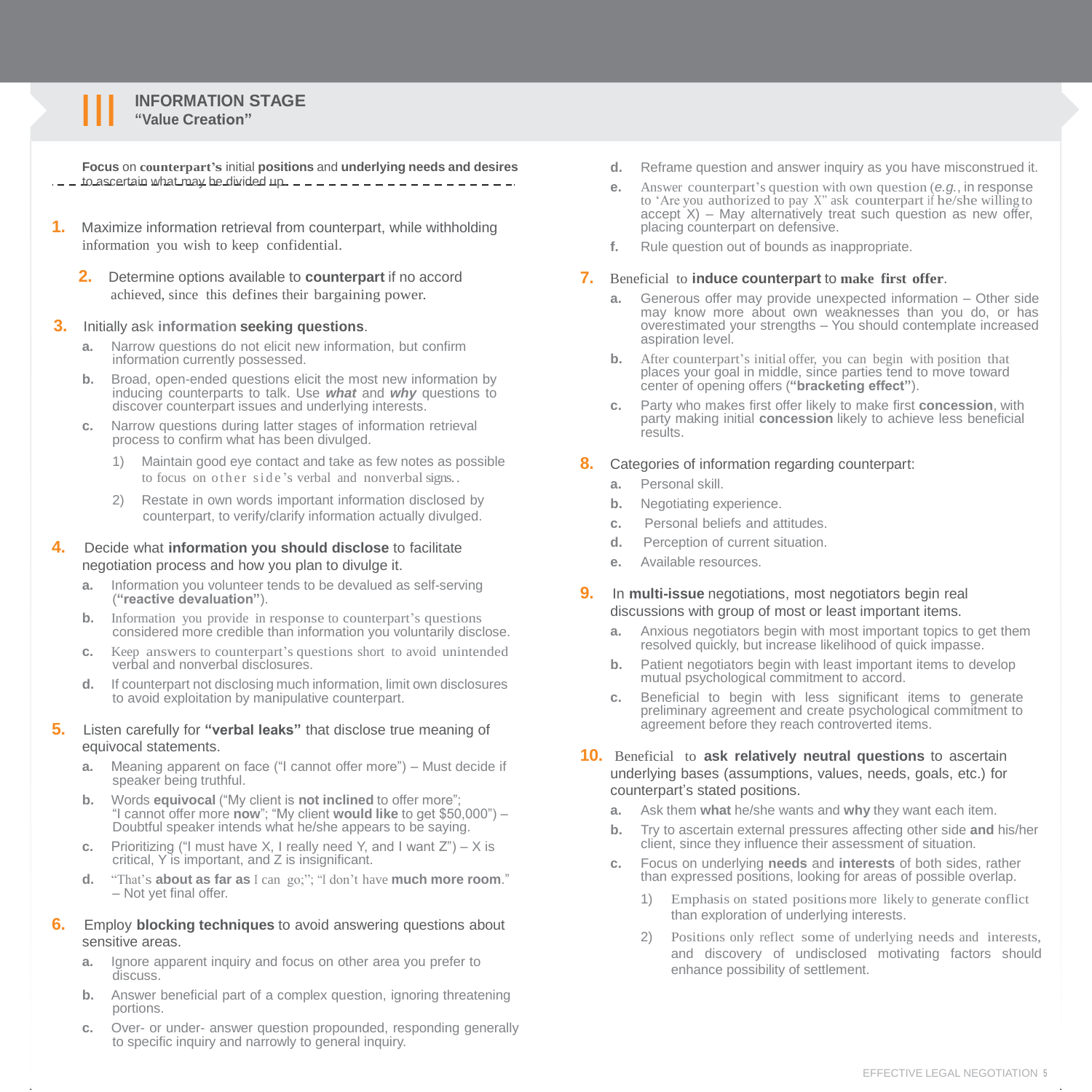# III INFORMATION STAGE
## "Value Creation"

**Focus** on **counterpart's** initial **positions** and **underlying needs and desires** to ascertain what may be divided up

1. Maximize information retrieval from counterpart, while withholding information you wish to keep confidential.

2. Determine options available to **counterpart** if no accord achieved, since this defines their bargaining power.

3. Initially ask **information seeking questions**.
   - a. Narrow questions do not elicit new information, but confirm information currently possessed.
   - b. Broad, open-ended questions elicit the most new information by inducing counterparts to talk. Use ***what*** and ***why*** questions to discover counterpart issues and underlying interests.
   - c. Narrow questions during latter stages of information retrieval process to confirm what has been divulged.
     1) Maintain good eye contact and take as few notes as possible to focus on other side's verbal and nonverbal signs..
     2) Restate in own words important information disclosed by counterpart, to verify/clarify information actually divulged.

4. Decide what **information you should disclose** to facilitate negotiation process and how you plan to divulge it.
   - a. Information you volunteer tends to be devalued as self-serving (**"reactive devaluation"**).
   - b. Information you provide in response to counterpart's questions considered more credible than information you voluntarily disclose.
   - c. Keep answers to counterpart's questions short to avoid unintended verbal and nonverbal disclosures.
   - d. If counterpart not disclosing much information, limit own disclosures to avoid exploitation by manipulative counterpart.

5. Listen carefully for **"verbal leaks"** that disclose true meaning of equivocal statements.
   - a. Meaning apparent on face ("I cannot offer more") – Must decide if speaker being truthful.
   - b. Words **equivocal** ("My client is **not inclined** to offer more"; "I cannot offer more **now**"; "My client **would like** to get $50,000") – Doubtful speaker intends what he/she appears to be saying.
   - c. Prioritizing ("I must have X, I really need Y, and I want Z") – X is critical, Y is important, and Z is insignificant.
   - d. "That's **about as far as** I can go;"; "I don't have **much more room**." – Not yet final offer.

6. Employ **blocking techniques** to avoid answering questions about sensitive areas.
   - a. Ignore apparent inquiry and focus on other area you prefer to discuss.
   - b. Answer beneficial part of a complex question, ignoring threatening portions.
   - c. Over- or under- answer question propounded, responding generally to specific inquiry and narrowly to general inquiry.
   - d. Reframe question and answer inquiry as you have misconstrued it.
   - e. Answer counterpart's question with own question (*e.g.*, in response to 'Are you authorized to pay X" ask counterpart if he/she willing to accept X) – May alternatively treat such question as new offer, placing counterpart on defensive.
   - f. Rule question out of bounds as inappropriate.

7. Beneficial to **induce counterpart** to **make first offer**.
   - a. Generous offer may provide unexpected information – Other side may know more about own weaknesses than you do, or has overestimated your strengths – You should contemplate increased aspiration level.
   - b. After counterpart's initial offer, you can begin with position that places your goal in middle, since parties tend to move toward center of opening offers (**"bracketing effect"**).
   - c. Party who makes first offer likely to make first **concession**, with party making initial **concession** likely to achieve less beneficial results.

8. Categories of information regarding counterpart:
   - a. Personal skill.
   - b. Negotiating experience.
   - c. Personal beliefs and attitudes.
   - d. Perception of current situation.
   - e. Available resources.

9. In **multi-issue** negotiations, most negotiators begin real discussions with group of most or least important items.
   - a. Anxious negotiators begin with most important topics to get them resolved quickly, but increase likelihood of quick impasse.
   - b. Patient negotiators begin with least important items to develop mutual psychological commitment to accord.
   - c. Beneficial to begin with less significant items to generate preliminary agreement and create psychological commitment to agreement before they reach controverted items.

10. Beneficial to **ask relatively neutral questions** to ascertain underlying bases (assumptions, values, needs, goals, etc.) for counterpart's stated positions.
    - a. Ask them **what** he/she wants and **why** they want each item.
    - b. Try to ascertain external pressures affecting other side **and** his/her client, since they influence their assessment of situation.
    - c. Focus on underlying **needs** and **interests** of both sides, rather than expressed positions, looking for areas of possible overlap.
      1) Emphasis on stated positions more likely to generate conflict than exploration of underlying interests.
      2) Positions only reflect some of underlying needs and interests, and discovery of undisclosed motivating factors should enhance possibility of settlement.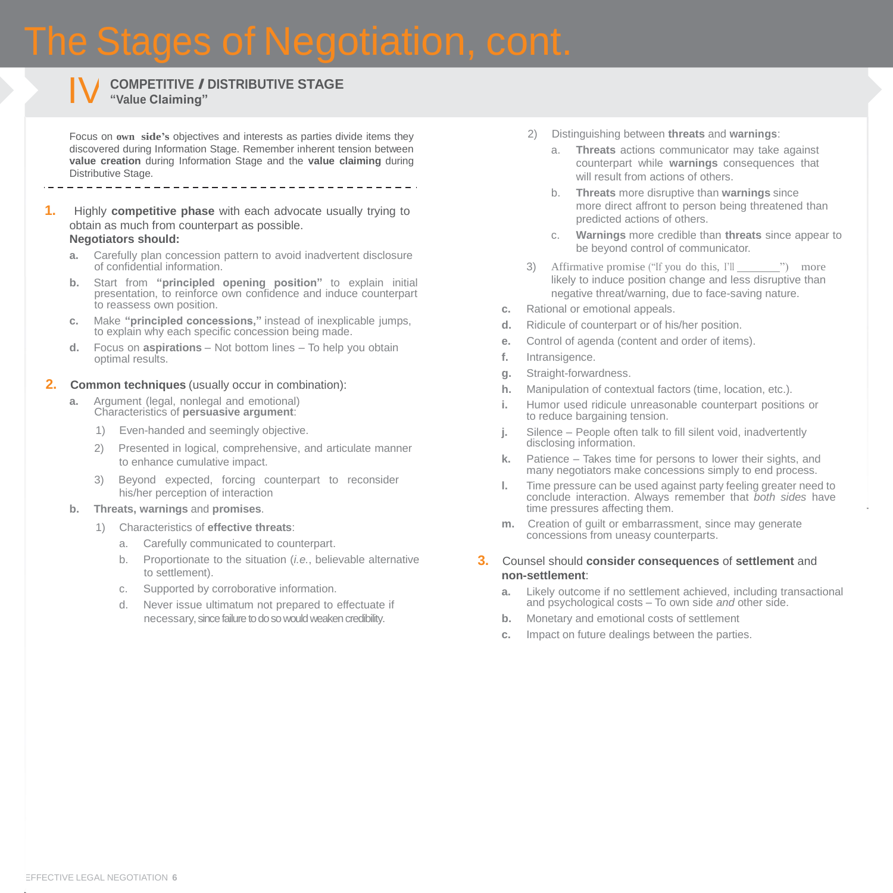# The Stages of Negotiation, cont.

## IV COMPETITIVE / DISTRIBUTIVE STAGE
**"Value Claiming"**

Focus on **own side's** objectives and interests as parties divide items they discovered during Information Stage. Remember inherent tension between **value creation** during Information Stage and the **value claiming** during Distributive Stage.

---

**1.** Highly **competitive phase** with each advocate usually trying to obtain as much from counterpart as possible.
**Negotiators should:**

- **a.** Carefully plan concession pattern to avoid inadvertent disclosure of confidential information.
- **b.** Start from **"principled opening position"** to explain initial presentation, to reinforce own confidence and induce counterpart to reassess own position.
- **c.** Make **"principled concessions,"** instead of inexplicable jumps, to explain why each specific concession being made.
- **d.** Focus on **aspirations** – Not bottom lines – To help you obtain optimal results.

**2. Common techniques** (usually occur in combination):

- **a.** Argument (legal, nonlegal and emotional)
  Characteristics of **persuasive argument**:
  1) Even-handed and seemingly objective.
  2) Presented in logical, comprehensive, and articulate manner to enhance cumulative impact.
  3) Beyond expected, forcing counterpart to reconsider his/her perception of interaction
- **b. Threats, warnings** and **promises**.
  1) Characteristics of **effective threats**:
     - a. Carefully communicated to counterpart.
     - b. Proportionate to the situation (*i.e.*, believable alternative to settlement).
     - c. Supported by corroborative information.
     - d. Never issue ultimatum not prepared to effectuate if necessary, since failure to do so would weaken credibility.
  2) Distinguishing between **threats** and **warnings**:
     - a. **Threats** actions communicator may take against counterpart while **warnings** consequences that will result from actions of others.
     - b. **Threats** more disruptive than **warnings** since more direct affront to person being threatened than predicted actions of others.
     - c. **Warnings** more credible than **threats** since appear to be beyond control of communicator.
  3) Affirmative promise ("If you do this, I'll ________") more likely to induce position change and less disruptive than negative threat/warning, due to face-saving nature.
- **c.** Rational or emotional appeals.
- **d.** Ridicule of counterpart or of his/her position.
- **e.** Control of agenda (content and order of items).
- **f.** Intransigence.
- **g.** Straight-forwardness.
- **h.** Manipulation of contextual factors (time, location, etc.).
- **i.** Humor used ridicule unreasonable counterpart positions or to reduce bargaining tension.
- **j.** Silence – People often talk to fill silent void, inadvertently disclosing information.
- **k.** Patience – Takes time for persons to lower their sights, and many negotiators make concessions simply to end process.
- **l.** Time pressure can be used against party feeling greater need to conclude interaction. Always remember that *both sides* have time pressures affecting them.
- **m.** Creation of guilt or embarrassment, since may generate concessions from uneasy counterparts.

**3.** Counsel should **consider consequences** of **settlement** and **non-settlement**:

- **a.** Likely outcome if no settlement achieved, including transactional and psychological costs – To own side *and* other side.
- **b.** Monetary and emotional costs of settlement
- **c.** Impact on future dealings between the parties.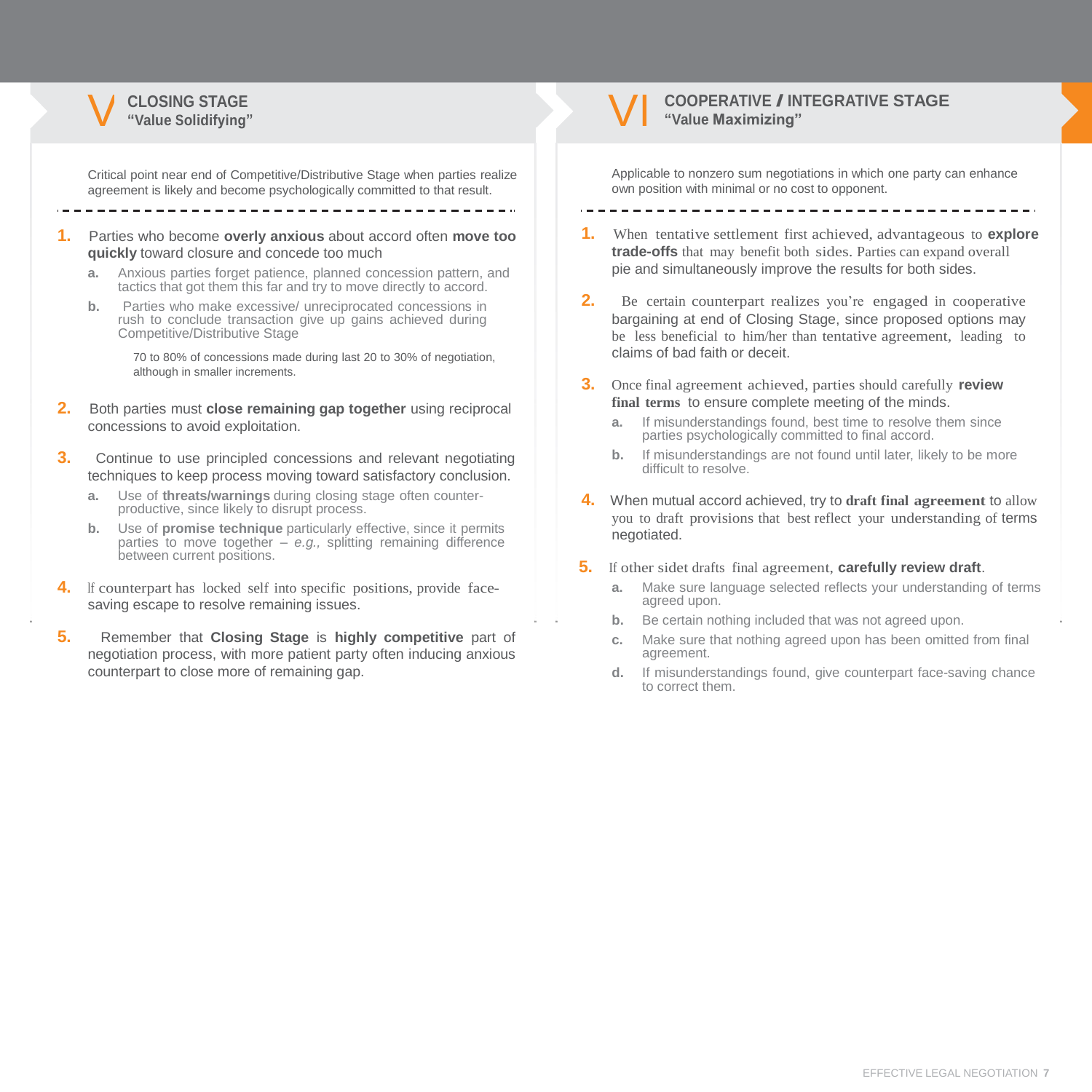## V CLOSING STAGE
**"Value Solidifying"**

Critical point near end of Competitive/Distributive Stage when parties realize agreement is likely and become psychologically committed to that result.

1. Parties who become **overly anxious** about accord often **move too quickly** toward closure and concede too much
   a. Anxious parties forget patience, planned concession pattern, and tactics that got them this far and try to move directly to accord.
   b. Parties who make excessive/ unreciprocated concessions in rush to conclude transaction give up gains achieved during Competitive/Distributive Stage

      70 to 80% of concessions made during last 20 to 30% of negotiation, although in smaller increments.

2. Both parties must **close remaining gap together** using reciprocal concessions to avoid exploitation.

3. Continue to use principled concessions and relevant negotiating techniques to keep process moving toward satisfactory conclusion.
   a. Use of **threats/warnings** during closing stage often counter-productive, since likely to disrupt process.
   b. Use of **promise technique** particularly effective, since it permits parties to move together – *e.g.,* splitting remaining difference between current positions.

4. If counterpart has locked self into specific positions, provide face-saving escape to resolve remaining issues.

5. Remember that **Closing Stage** is **highly competitive** part of negotiation process, with more patient party often inducing anxious counterpart to close more of remaining gap.

## VI COOPERATIVE / INTEGRATIVE STAGE
**"Value Maximizing"**

Applicable to nonzero sum negotiations in which one party can enhance own position with minimal or no cost to opponent.

1. When tentative settlement first achieved, advantageous to **explore trade-offs** that may benefit both sides. Parties can expand overall pie and simultaneously improve the results for both sides.

2. Be certain counterpart realizes you're engaged in cooperative bargaining at end of Closing Stage, since proposed options may be less beneficial to him/her than tentative agreement, leading to claims of bad faith or deceit.

3. Once final agreement achieved, parties should carefully **review final terms** to ensure complete meeting of the minds.
   a. If misunderstandings found, best time to resolve them since parties psychologically committed to final accord.
   b. If misunderstandings are not found until later, likely to be more difficult to resolve.

4. When mutual accord achieved, try to **draft final agreement** to allow you to draft provisions that best reflect your understanding of terms negotiated.

5. If other sidet drafts final agreement, **carefully review draft**.
   a. Make sure language selected reflects your understanding of terms agreed upon.
   b. Be certain nothing included that was not agreed upon.
   c. Make sure that nothing agreed upon has been omitted from final agreement.
   d. If misunderstandings found, give counterpart face-saving chance to correct them.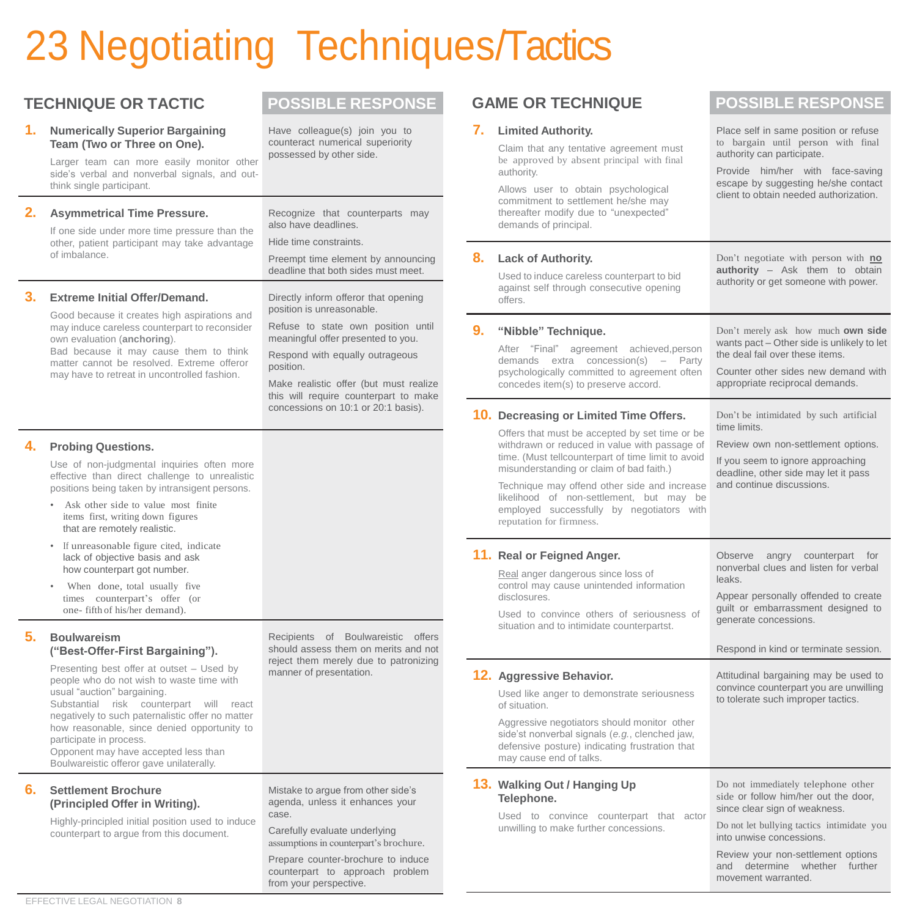# 23 Negotiating Techniques/Tactics

| TECHNIQUE OR TACTIC | POSSIBLE RESPONSE |
|---|---|
| **1. Numerically Superior Bargaining Team (Two or Three on One).** Larger team can more easily monitor other side's verbal and nonverbal signals, and out-think single participant. | Have colleague(s) join you to counteract numerical superiority possessed by other side. |
| **2. Asymmetrical Time Pressure.** If one side under more time pressure than the other, patient participant may take advantage of imbalance. | Recognize that counterparts may also have deadlines. Hide time constraints. Preempt time element by announcing deadline that both sides must meet. |
| **3. Extreme Initial Offer/Demand.** Good because it creates high aspirations and may induce careless counterpart to reconsider own evaluation (**anchoring**). Bad because it may cause them to think matter cannot be resolved. Extreme offeror may have to retreat in uncontrolled fashion. | Directly inform offeror that opening position is unreasonable. Refuse to state own position until meaningful offer presented to you. Respond with equally outrageous position. Make realistic offer (but must realize this will require counterpart to make concessions on 10:1 or 20:1 basis). |
| **4. Probing Questions.** Use of non-judgmental inquiries often more effective than direct challenge to unrealistic positions being taken by intransigent persons. • Ask other side to value most finite items first, writing down figures that are remotely realistic. • If unreasonable figure cited, indicate lack of objective basis and ask how counterpart got number. • When done, total usually five times counterpart's offer (or one- fifth of his/her demand). | |
| **5. Boulwareism ("Best-Offer-First Bargaining").** Presenting best offer at outset – Used by people who do not wish to waste time with usual "auction" bargaining. Substantial risk counterpart will react negatively to such paternalistic offer no matter how reasonable, since denied opportunity to participate in process. Opponent may have accepted less than Boulwareistic offeror gave unilaterally. | Recipients of Boulwareistic offers should assess them on merits and not reject them merely due to patronizing manner of presentation. |
| **6. Settlement Brochure (Principled Offer in Writing).** Highly-principled initial position used to induce counterpart to argue from this document. | Mistake to argue from other side's agenda, unless it enhances your case. Carefully evaluate underlying assumptions in counterpart's brochure. Prepare counter-brochure to induce counterpart to approach problem from your perspective. |

| GAME OR TECHNIQUE | POSSIBLE RESPONSE |
|---|---|
| **7. Limited Authority.** Claim that any tentative agreement must be approved by absent principal with final authority. Allows user to obtain psychological commitment to settlement he/she may thereafter modify due to "unexpected" demands of principal. | Place self in same position or refuse to bargain until person with final authority can participate. Provide him/her with face-saving escape by suggesting he/she contact client to obtain needed authorization. |
| **8. Lack of Authority.** Used to induce careless counterpart to bid against self through consecutive opening offers. | Don't negotiate with person with **no authority** – Ask them to obtain authority or get someone with power. |
| **9. "Nibble" Technique.** After "Final" agreement achieved,person demands extra concession(s) – Party psychologically committed to agreement often concedes item(s) to preserve accord. | Don't merely ask how much **own side** wants pact – Other side is unlikely to let the deal fail over these items. Counter other sides new demand with appropriate reciprocal demands. |
| **10. Decreasing or Limited Time Offers.** Offers that must be accepted by set time or be withdrawn or reduced in value with passage of time. (Must tellcounterpart of time limit to avoid misunderstanding or claim of bad faith.) Technique may offend other side and increase likelihood of non-settlement, but may be employed successfully by negotiators with reputation for firmness. | Don't be intimidated by such artificial time limits. Review own non-settlement options. If you seem to ignore approaching deadline, other side may let it pass and continue discussions. |
| **11. Real or Feigned Anger.** Real anger dangerous since loss of control may cause unintended information disclosures. Used to convince others of seriousness of situation and to intimidate counterpartst. | Observe angry counterpart for nonverbal clues and listen for verbal leaks. Appear personally offended to create guilt or embarrassment designed to generate concessions. Respond in kind or terminate session. |
| **12. Aggressive Behavior.** Used like anger to demonstrate seriousness of situation. Aggressive negotiators should monitor other side'st nonverbal signals (*e.g.*, clenched jaw, defensive posture) indicating frustration that may cause end of talks. | Attitudinal bargaining may be used to convince counterpart you are unwilling to tolerate such improper tactics. |
| **13. Walking Out / Hanging Up Telephone.** Used to convince counterpart that actor unwilling to make further concessions. | Do not immediately telephone other side or follow him/her out the door, since clear sign of weakness. Do not let bullying tactics intimidate you into unwise concessions. Review your non-settlement options and determine whether further movement warranted. |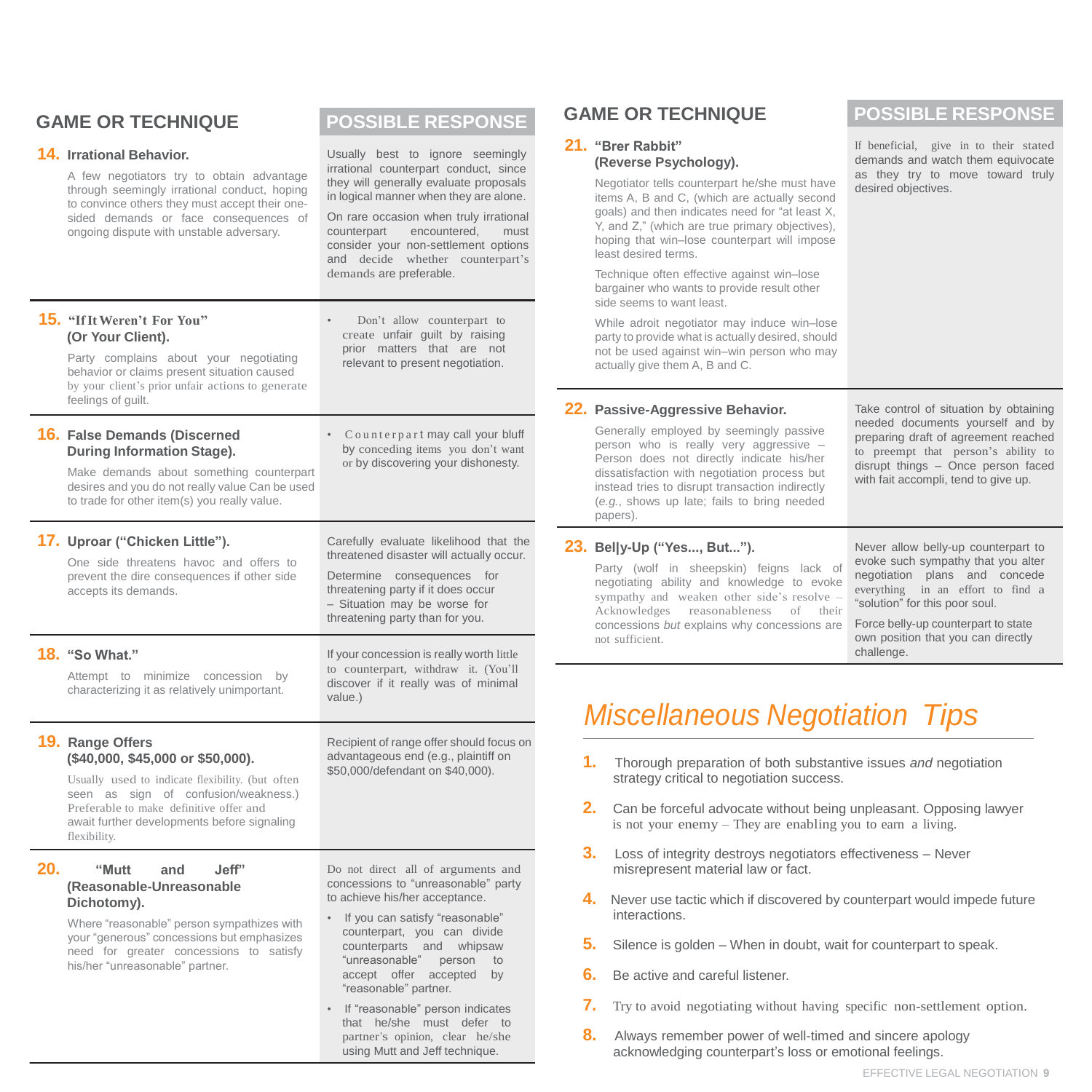| GAME OR TECHNIQUE | POSSIBLE RESPONSE |
|---|---|
| **14. Irrational Behavior.** A few negotiators try to obtain advantage through seemingly irrational conduct, hoping to convince others they must accept their one-sided demands or face consequences of ongoing dispute with unstable adversary. | Usually best to ignore seemingly irrational counterpart conduct, since they will generally evaluate proposals in logical manner when they are alone. On rare occasion when truly irrational counterpart encountered, must consider your non-settlement options and decide whether counterpart's demands are preferable. |
| **15. "If It Weren't For You" (Or Your Client).** Party complains about your negotiating behavior or claims present situation caused by your client's prior unfair actions to generate feelings of guilt. | • Don't allow counterpart to create unfair guilt by raising prior matters that are not relevant to present negotiation. |
| **16. False Demands (Discerned During Information Stage).** Make demands about something counterpart desires and you do not really value Can be used to trade for other item(s) you really value. | • Counterpart may call your bluff by conceding items you don't want or by discovering your dishonesty. |
| **17. Uproar ("Chicken Little").** One side threatens havoc and offers to prevent the dire consequences if other side accepts its demands. | Carefully evaluate likelihood that the threatened disaster will actually occur. Determine consequences for threatening party if it does occur – Situation may be worse for threatening party than for you. |
| **18. "So What."** Attempt to minimize concession by characterizing it as relatively unimportant. | If your concession is really worth little to counterpart, withdraw it. (You'll discover if it really was of minimal value.) |
| **19. Range Offers ($40,000, $45,000 or $50,000).** Usually used to indicate flexibility. (but often seen as sign of confusion/weakness.) Preferable to make definitive offer and await further developments before signaling flexibility. | Recipient of range offer should focus on advantageous end (e.g., plaintiff on $50,000/defendant on $40,000). |
| **20. "Mutt and Jeff" (Reasonable-Unreasonable Dichotomy).** Where "reasonable" person sympathizes with your "generous" concessions but emphasizes need for greater concessions to satisfy his/her "unreasonable" partner. | Do not direct all of arguments and concessions to "unreasonable" party to achieve his/her acceptance. • If you can satisfy "reasonable" counterpart, you can divide counterparts and whipsaw "unreasonable" person to accept offer accepted by "reasonable" partner. • If "reasonable" person indicates that he/she must defer to partner's opinion, clear he/she using Mutt and Jeff technique. |
| **21. "Brer Rabbit" (Reverse Psychology).** Negotiator tells counterpart he/she must have items A, B and C, (which are actually second goals) and then indicates need for "at least X, Y, and Z," (which are true primary objectives), hoping that win–lose counterpart will impose least desired terms. Technique often effective against win–lose bargainer who wants to provide result other side seems to want least. While adroit negotiator may induce win–lose party to provide what is actually desired, should not be used against win–win person who may actually give them A, B and C. | If beneficial, give in to their stated demands and watch them equivocate as they try to move toward truly desired objectives. |
| **22. Passive-Aggressive Behavior.** Generally employed by seemingly passive person who is really very aggressive – Person does not directly indicate his/her dissatisfaction with negotiation process but instead tries to disrupt transaction indirectly (*e.g.*, shows up late; fails to bring needed papers). | Take control of situation by obtaining needed documents yourself and by preparing draft of agreement reached to preempt that person's ability to disrupt things – Once person faced with fait accompli, tend to give up. |
| **23. Belly-Up ("Yes..., But...").** Party (wolf in sheepskin) feigns lack of negotiating ability and knowledge to evoke sympathy and weaken other side's resolve – Acknowledges reasonableness of their concessions *but* explains why concessions are not sufficient. | Never allow belly-up counterpart to evoke such sympathy that you alter negotiation plans and concede everything in an effort to find a "solution" for this poor soul. Force belly-up counterpart to state own position that you can directly challenge. |

# *Miscellaneous Negotiation Tips*

1. Thorough preparation of both substantive issues *and* negotiation strategy critical to negotiation success.
2. Can be forceful advocate without being unpleasant. Opposing lawyer is not your enemy – They are enabling you to earn a living.
3. Loss of integrity destroys negotiators effectiveness – Never misrepresent material law or fact.
4. Never use tactic which if discovered by counterpart would impede future interactions.
5. Silence is golden – When in doubt, wait for counterpart to speak.
6. Be active and careful listener.
7. Try to avoid negotiating without having specific non-settlement option.
8. Always remember power of well-timed and sincere apology acknowledging counterpart's loss or emotional feelings.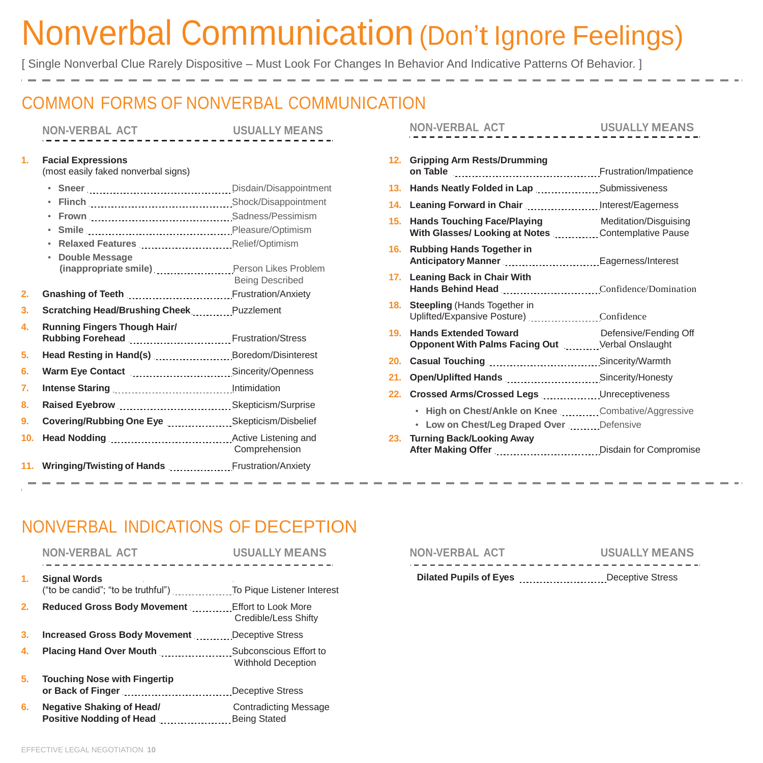# Nonverbal Communication (Don't Ignore Feelings)

[ Single Nonverbal Clue Rarely Dispositive – Must Look For Changes In Behavior And Indicative Patterns Of Behavior. ]

## COMMON FORMS OF NONVERBAL COMMUNICATION

| | NON-VERBAL ACT | USUALLY MEANS |
|---|---|---|
| 1. | **Facial Expressions** (most easily faked nonverbal signs) | |
| | • **Sneer** | Disdain/Disappointment |
| | • **Flinch** | Shock/Disappointment |
| | • **Frown** | Sadness/Pessimism |
| | • **Smile** | Pleasure/Optimism |
| | • **Relaxed Features** | Relief/Optimism |
| | • **Double Message (inappropriate smile)** | Person Likes Problem Being Described |
| 2. | **Gnashing of Teeth** | Frustration/Anxiety |
| 3. | **Scratching Head/Brushing Cheek** | Puzzlement |
| 4. | **Running Fingers Though Hair/ Rubbing Forehead** | Frustration/Stress |
| 5. | **Head Resting in Hand(s)** | Boredom/Disinterest |
| 6. | **Warm Eye Contact** | Sincerity/Openness |
| 7. | **Intense Staring** | Intimidation |
| 8. | **Raised Eyebrow** | Skepticism/Surprise |
| 9. | **Covering/Rubbing One Eye** | Skepticism/Disbelief |
| 10. | **Head Nodding** | Active Listening and Comprehension |
| 11. | **Wringing/Twisting of Hands** | Frustration/Anxiety |
| 12. | **Gripping Arm Rests/Drumming on Table** | Frustration/Impatience |
| 13. | **Hands Neatly Folded in Lap** | Submissiveness |
| 14. | **Leaning Forward in Chair** | Interest/Eagerness |
| 15. | **Hands Touching Face/Playing With Glasses/ Looking at Notes** | Meditation/Disguising Contemplative Pause |
| 16. | **Rubbing Hands Together in Anticipatory Manner** | Eagerness/Interest |
| 17. | **Leaning Back in Chair With Hands Behind Head** | Confidence/Domination |
| 18. | **Steepling** (Hands Together in Uplifted/Expansive Posture) | Confidence |
| 19. | **Hands Extended Toward Opponent With Palms Facing Out** | Defensive/Fending Off Verbal Onslaught |
| 20. | **Casual Touching** | Sincerity/Warmth |
| 21. | **Open/Uplifted Hands** | Sincerity/Honesty |
| 22. | **Crossed Arms/Crossed Legs** | Unreceptiveness |
| | • **High on Chest/Ankle on Knee** | Combative/Aggressive |
| | • **Low on Chest/Leg Draped Over** | Defensive |
| 23. | **Turning Back/Looking Away After Making Offer** | Disdain for Compromise |

## NONVERBAL INDICATIONS OF DECEPTION

| | NON-VERBAL ACT | USUALLY MEANS |
|---|---|---|
| 1. | **Signal Words** ("to be candid"; "to be truthful") | To Pique Listener Interest |
| 2. | **Reduced Gross Body Movement** | Effort to Look More Credible/Less Shifty |
| 3. | **Increased Gross Body Movement** | Deceptive Stress |
| 4. | **Placing Hand Over Mouth** | Subconscious Effort to Withhold Deception |
| 5. | **Touching Nose with Fingertip or Back of Finger** | Deceptive Stress |
| 6. | **Negative Shaking of Head/ Positive Nodding of Head** | Contradicting Message Being Stated |
| | **Dilated Pupils of Eyes** | Deceptive Stress |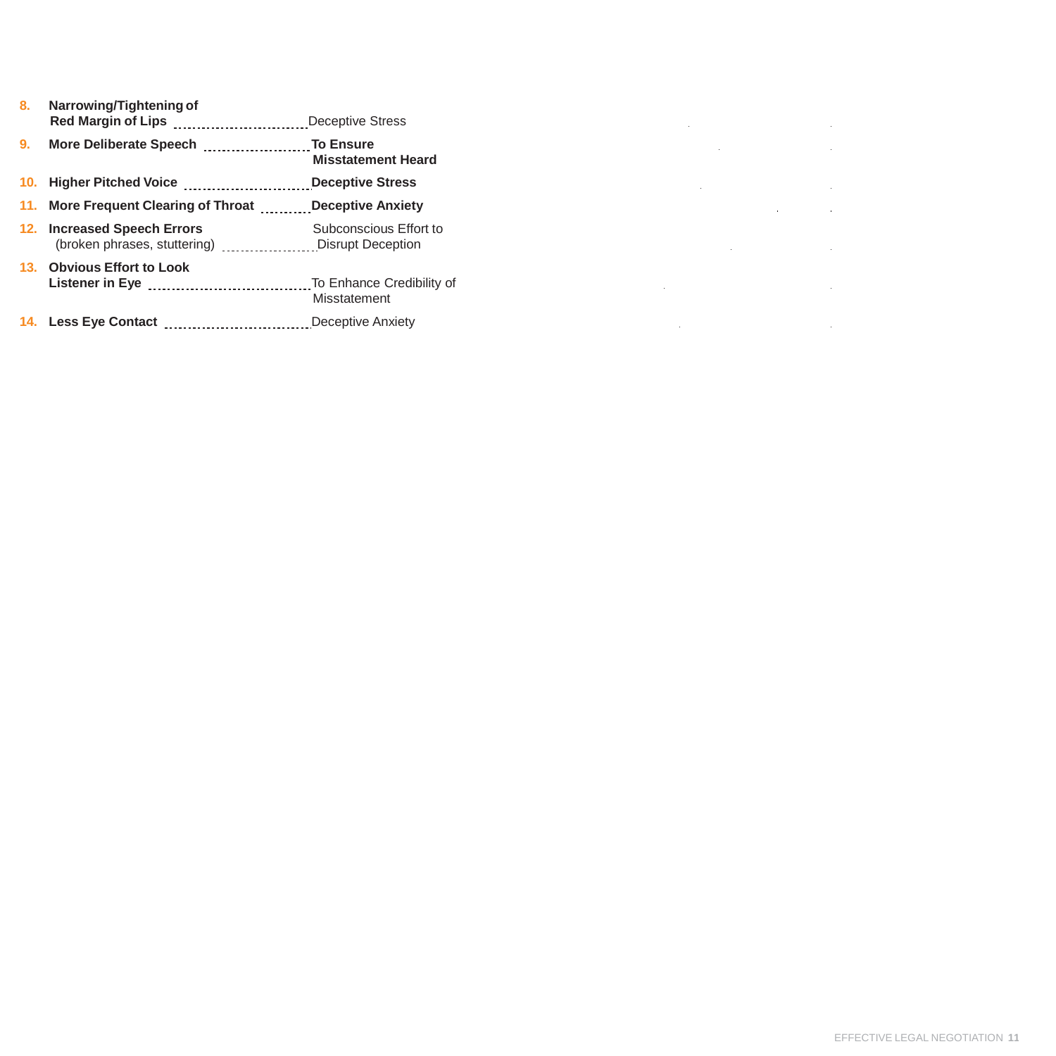8. **Narrowing/Tightening of Red Margin of Lips** ........ Deceptive Stress
9. **More Deliberate Speech** ........ **To Ensure Misstatement Heard**
10. **Higher Pitched Voice** ........ **Deceptive Stress**
11. **More Frequent Clearing of Throat** ........ **Deceptive Anxiety**
12. **Increased Speech Errors** (broken phrases, stuttering) ........ Subconscious Effort to Disrupt Deception
13. **Obvious Effort to Look Listener in Eye** ........ To Enhance Credibility of Misstatement
14. **Less Eye Contact** ........ Deceptive Anxiety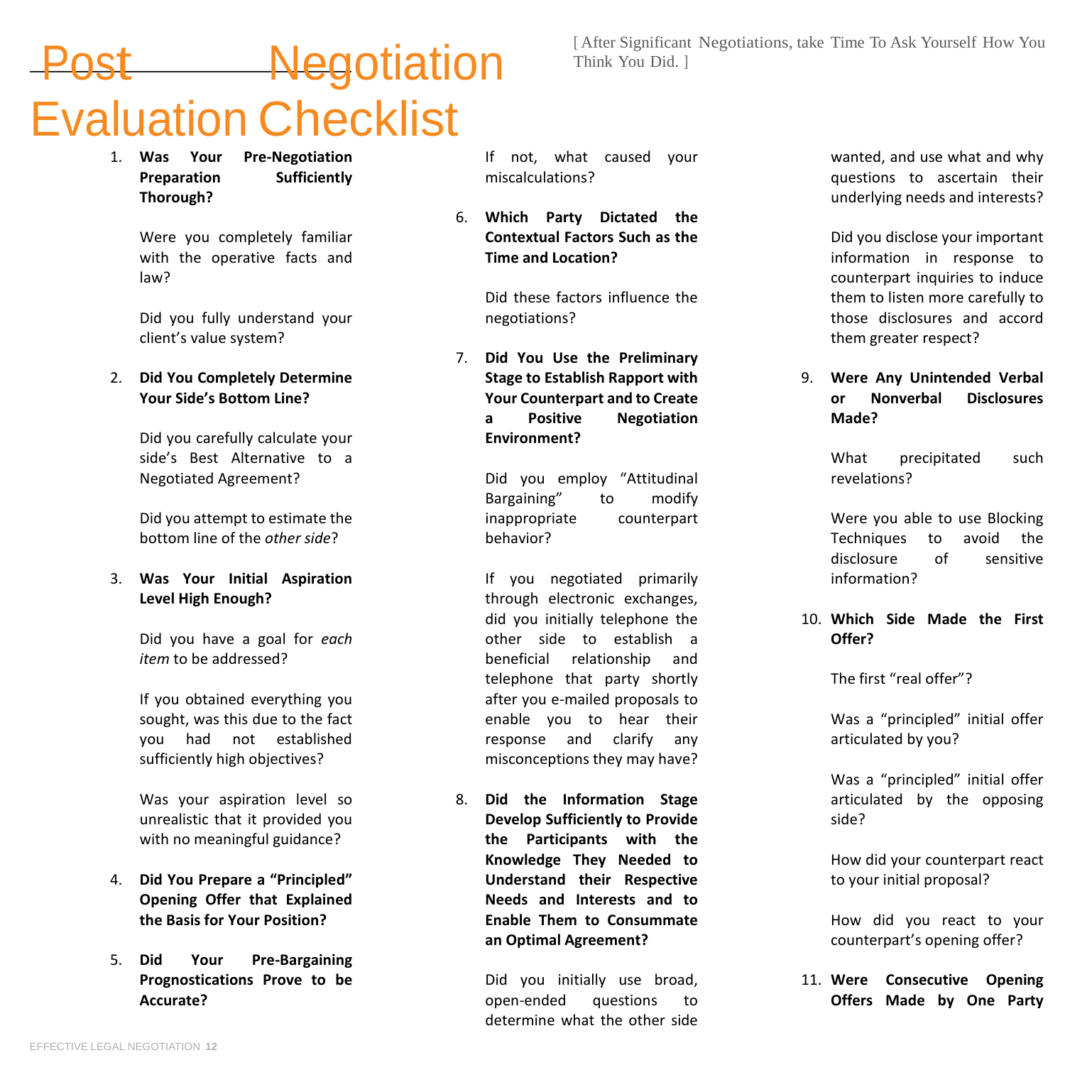# Post Negotiation Evaluation Checklist

[ After Significant Negotiations, take Time To Ask Yourself How You Think You Did. ]

1. **Was Your Pre-Negotiation Preparation Sufficiently Thorough?**

   Were you completely familiar with the operative facts and law?

   Did you fully understand your client's value system?

2. **Did You Completely Determine Your Side's Bottom Line?**

   Did you carefully calculate your side's Best Alternative to a Negotiated Agreement?

   Did you attempt to estimate the bottom line of the *other side*?

3. **Was Your Initial Aspiration Level High Enough?**

   Did you have a goal for *each item* to be addressed?

   If you obtained everything you sought, was this due to the fact you had not established sufficiently high objectives?

   Was your aspiration level so unrealistic that it provided you with no meaningful guidance?

4. **Did You Prepare a "Principled" Opening Offer that Explained the Basis for Your Position?**

5. **Did Your Pre-Bargaining Prognostications Prove to be Accurate?**

   If not, what caused your miscalculations?

6. **Which Party Dictated the Contextual Factors Such as the Time and Location?**

   Did these factors influence the negotiations?

7. **Did You Use the Preliminary Stage to Establish Rapport with Your Counterpart and to Create a Positive Negotiation Environment?**

   Did you employ "Attitudinal Bargaining" to modify inappropriate counterpart behavior?

   If you negotiated primarily through electronic exchanges, did you initially telephone the other side to establish a beneficial relationship and telephone that party shortly after you e-mailed proposals to enable you to hear their response and clarify any misconceptions they may have?

8. **Did the Information Stage Develop Sufficiently to Provide the Participants with the Knowledge They Needed to Understand their Respective Needs and Interests and to Enable Them to Consummate an Optimal Agreement?**

   Did you initially use broad, open-ended questions to determine what the other side wanted, and use what and why questions to ascertain their underlying needs and interests?

   Did you disclose your important information in response to counterpart inquiries to induce them to listen more carefully to those disclosures and accord them greater respect?

9. **Were Any Unintended Verbal or Nonverbal Disclosures Made?**

   What precipitated such revelations?

   Were you able to use Blocking Techniques to avoid the disclosure of sensitive information?

10. **Which Side Made the First Offer?**

    The first "real offer"?

    Was a "principled" initial offer articulated by you?

    Was a "principled" initial offer articulated by the opposing side?

    How did your counterpart react to your initial proposal?

    How did you react to your counterpart's opening offer?

11. **Were Consecutive Opening Offers Made by One Party**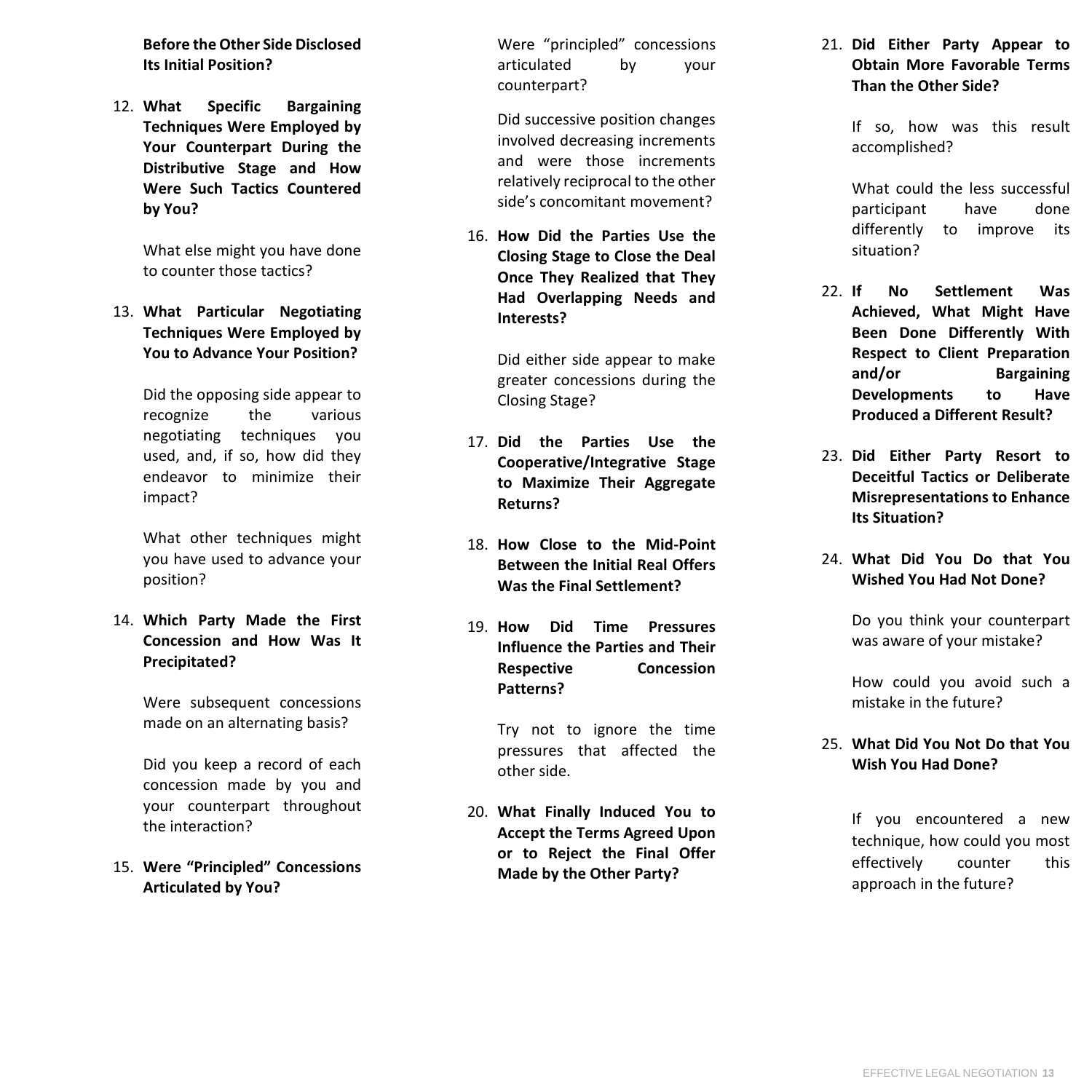**Before the Other Side Disclosed Its Initial Position?**

12. **What Specific Bargaining Techniques Were Employed by Your Counterpart During the Distributive Stage and How Were Such Tactics Countered by You?**

    What else might you have done to counter those tactics?

13. **What Particular Negotiating Techniques Were Employed by You to Advance Your Position?**

    Did the opposing side appear to recognize the various negotiating techniques you used, and, if so, how did they endeavor to minimize their impact?

    What other techniques might you have used to advance your position?

14. **Which Party Made the First Concession and How Was It Precipitated?**

    Were subsequent concessions made on an alternating basis?

    Did you keep a record of each concession made by you and your counterpart throughout the interaction?

15. **Were "Principled" Concessions Articulated by You?**

    Were "principled" concessions articulated by your counterpart?

    Did successive position changes involved decreasing increments and were those increments relatively reciprocal to the other side's concomitant movement?

16. **How Did the Parties Use the Closing Stage to Close the Deal Once They Realized that They Had Overlapping Needs and Interests?**

    Did either side appear to make greater concessions during the Closing Stage?

17. **Did the Parties Use the Cooperative/Integrative Stage to Maximize Their Aggregate Returns?**

18. **How Close to the Mid-Point Between the Initial Real Offers Was the Final Settlement?**

19. **How Did Time Pressures Influence the Parties and Their Respective Concession Patterns?**

    Try not to ignore the time pressures that affected the other side.

20. **What Finally Induced You to Accept the Terms Agreed Upon or to Reject the Final Offer Made by the Other Party?**

21. **Did Either Party Appear to Obtain More Favorable Terms Than the Other Side?**

    If so, how was this result accomplished?

    What could the less successful participant have done differently to improve its situation?

22. **If No Settlement Was Achieved, What Might Have Been Done Differently With Respect to Client Preparation and/or Bargaining Developments to Have Produced a Different Result?**

23. **Did Either Party Resort to Deceitful Tactics or Deliberate Misrepresentations to Enhance Its Situation?**

24. **What Did You Do that You Wished You Had Not Done?**

    Do you think your counterpart was aware of your mistake?

    How could you avoid such a mistake in the future?

25. **What Did You Not Do that You Wish You Had Done?**

    If you encountered a new technique, how could you most effectively counter this approach in the future?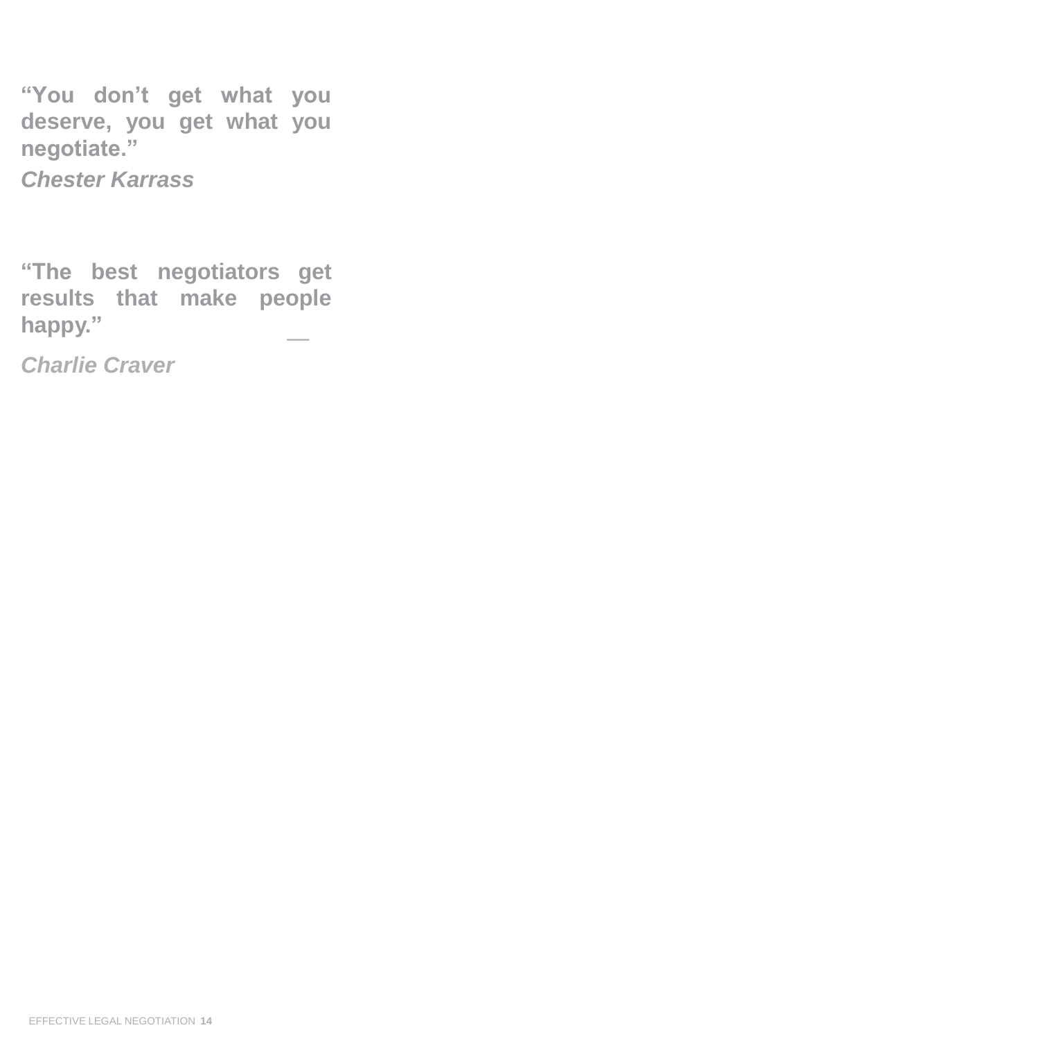**"You don't get what you deserve, you get what you negotiate."**

***Chester Karrass***

**"The best negotiators get results that make people happy."** —

***Charlie Craver***